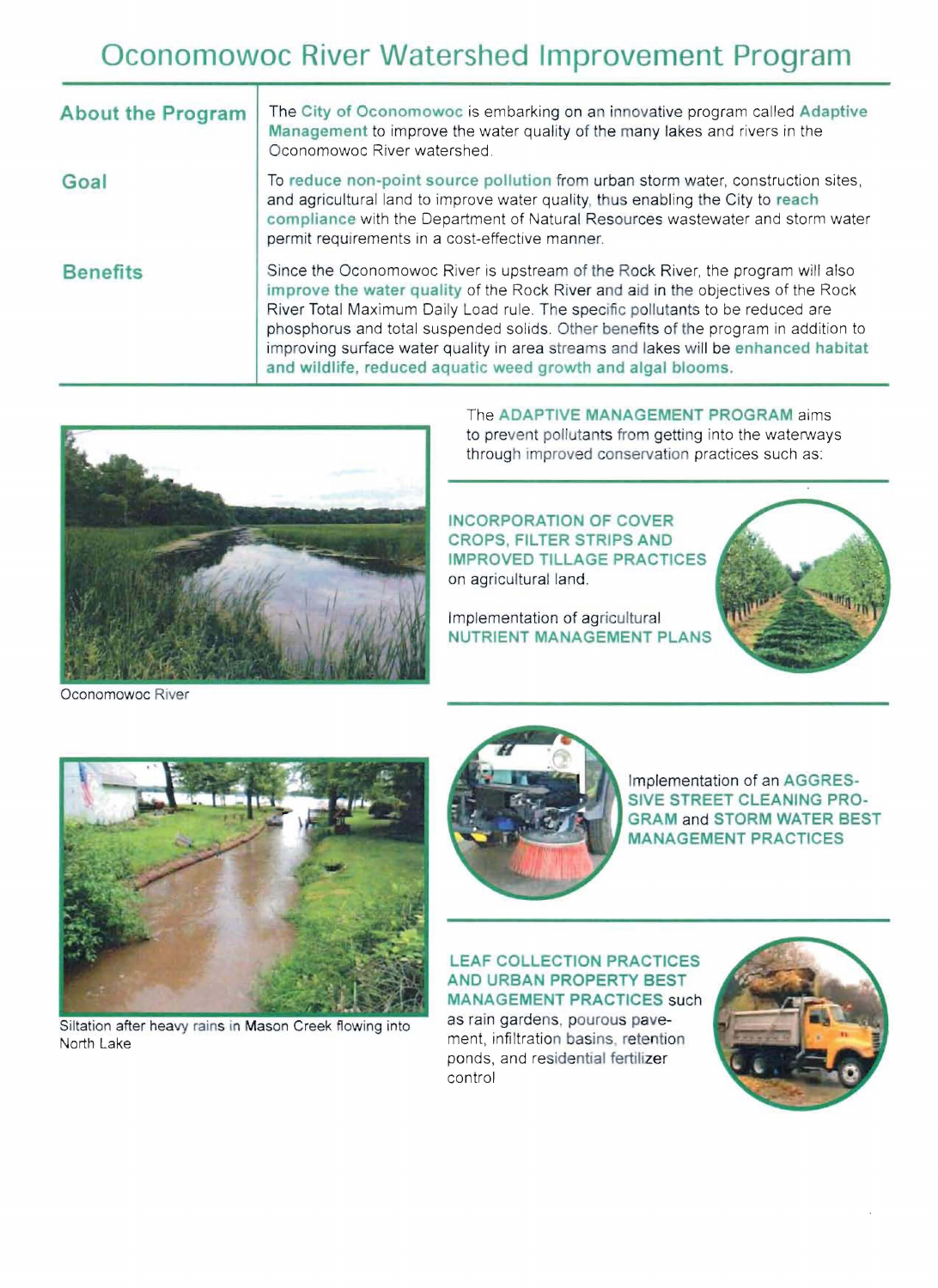# Oconomowoc River Watershed Improvement Program

| | |
|---|---|
| **About the Program** | The **City of Oconomowoc** is embarking on an innovative program called **Adaptive Management** to improve the water quality of the many lakes and rivers in the Oconomowoc River watershed. |
| **Goal** | To **reduce non-point source pollution** from urban storm water, construction sites, and agricultural land to improve water quality, thus enabling the City to **reach compliance** with the Department of Natural Resources wastewater and storm water permit requirements in a cost-effective manner. |
| **Benefits** | Since the Oconomowoc River is upstream of the Rock River, the program will also **improve the water quality** of the Rock River and aid in the objectives of the Rock River Total Maximum Daily Load rule. The specific pollutants to be reduced are phosphorus and total suspended solids. Other benefits of the program in addition to improving surface water quality in area streams and lakes will be **enhanced habitat and wildlife, reduced aquatic weed growth and algal blooms.** |

Oconomowoc River

The **ADAPTIVE MANAGEMENT PROGRAM** aims to prevent pollutants from getting into the waterways through improved conservation practices such as:

**INCORPORATION OF COVER CROPS, FILTER STRIPS AND IMPROVED TILLAGE PRACTICES** on agricultural land.

Implementation of agricultural **NUTRIENT MANAGEMENT PLANS**

Siltation after heavy rains in Mason Creek flowing into North Lake

Implementation of an **AGGRESSIVE STREET CLEANING PROGRAM** and **STORM WATER BEST MANAGEMENT PRACTICES**

**LEAF COLLECTION PRACTICES AND URBAN PROPERTY BEST MANAGEMENT PRACTICES** such as rain gardens, pourous pavement, infiltration basins, retention ponds, and residential fertilizer control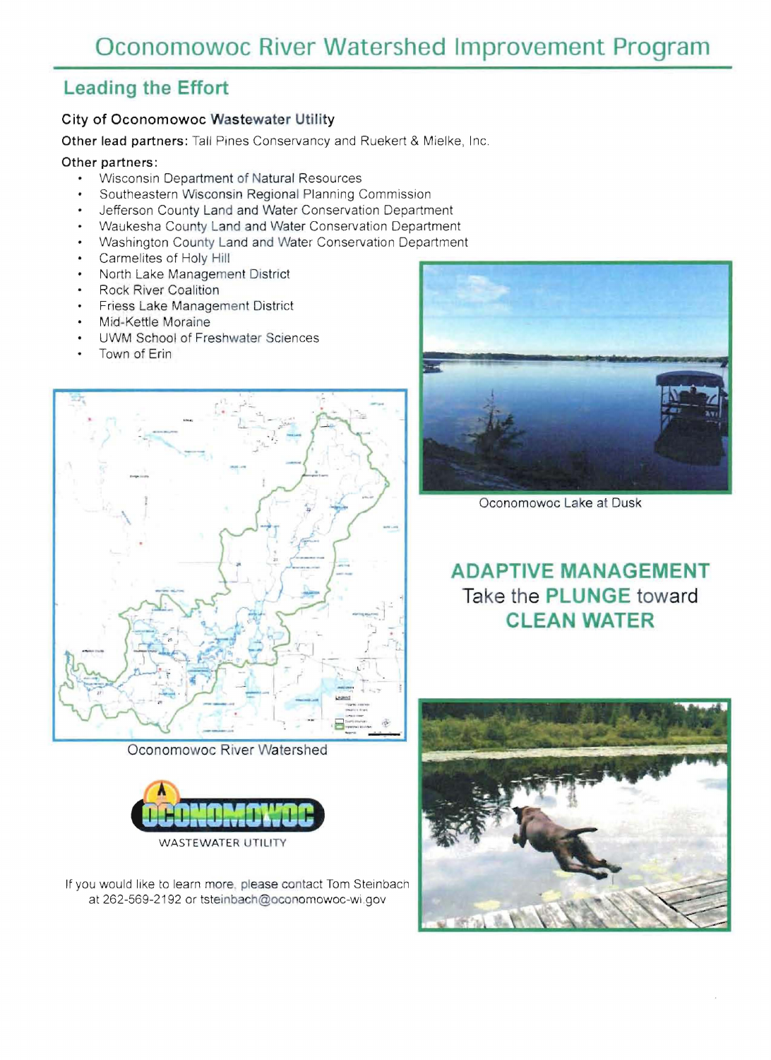# Oconomowoc River Watershed Improvement Program

## Leading the Effort

City of Oconomowoc Wastewater Utility

**Other lead partners:** Tall Pines Conservancy and Ruekert & Mielke, Inc.

**Other partners:**

- Wisconsin Department of Natural Resources
- Southeastern Wisconsin Regional Planning Commission
- Jefferson County Land and Water Conservation Department
- Waukesha County Land and Water Conservation Department
- Washington County Land and Water Conservation Department
- Carmelites of Holy Hill
- North Lake Management District
- Rock River Coalition
- Friess Lake Management District
- Mid-Kettle Moraine
- UWM School of Freshwater Sciences
- Town of Erin

Oconomowoc Lake at Dusk

Oconomowoc River Watershed

**ADAPTIVE MANAGEMENT**
Take the **PLUNGE** toward
**CLEAN WATER**

OCONOMOWOC
WASTEWATER UTILITY

If you would like to learn more, please contact Tom Steinbach at 262-569-2192 or tsteinbach@oconomowoc-wi.gov